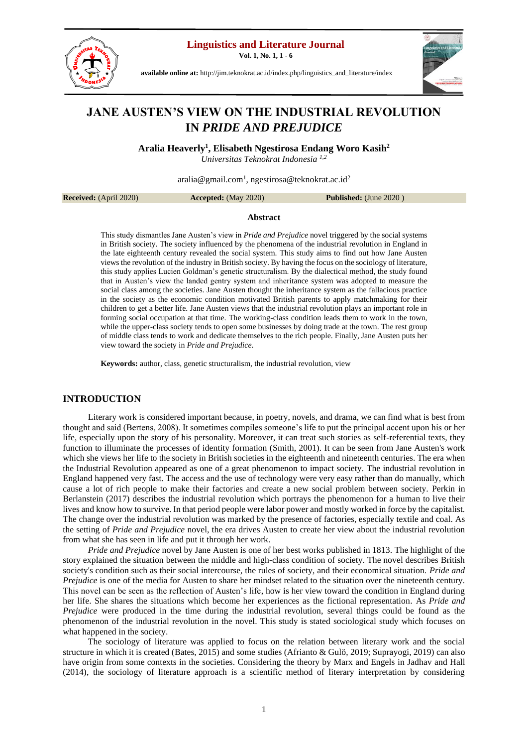# JANE AUSTEN'S VIEW ON THE INDUSTRIAL REVOLUTION IN *PRIDE AND PREJUDICE*

**Aralia Heaverly[1], Elisabeth Ngestirosa Endang Woro Kasih[2]**
*Universitas Teknokrat Indonesia [1,2]*

aralia@gmail.com[1], ngestirosa@teknokrat.ac.id[2]

**Received:** (April 2020) **Accepted:** (May 2020) **Published:** (June 2020 )

## Abstract

This study dismantles Jane Austen's view in *Pride and Prejudice* novel triggered by the social systems in British society. The society influenced by the phenomena of the industrial revolution in England in the late eighteenth century revealed the social system. This study aims to find out how Jane Austen views the revolution of the industry in British society. By having the focus on the sociology of literature, this study applies Lucien Goldman's genetic structuralism. By the dialectical method, the study found that in Austen's view the landed gentry system and inheritance system was adopted to measure the social class among the societies. Jane Austen thought the inheritance system as the fallacious practice in the society as the economic condition motivated British parents to apply matchmaking for their children to get a better life. Jane Austen views that the industrial revolution plays an important role in forming social occupation at that time. The working-class condition leads them to work in the town, while the upper-class society tends to open some businesses by doing trade at the town. The rest group of middle class tends to work and dedicate themselves to the rich people. Finally, Jane Austen puts her view toward the society in *Pride and Prejudice.*

**Keywords:** author, class, genetic structuralism, the industrial revolution, view

## INTRODUCTION

Literary work is considered important because, in poetry, novels, and drama, we can find what is best from thought and said (Bertens, 2008). It sometimes compiles someone's life to put the principal accent upon his or her life, especially upon the story of his personality. Moreover, it can treat such stories as self-referential texts, they function to illuminate the processes of identity formation (Smith, 2001). It can be seen from Jane Austen's work which she views her life to the society in British societies in the eighteenth and nineteenth centuries. The era when the Industrial Revolution appeared as one of a great phenomenon to impact society. The industrial revolution in England happened very fast. The access and the use of technology were very easy rather than do manually, which cause a lot of rich people to make their factories and create a new social problem between society. Perkin in Berlanstein (2017) describes the industrial revolution which portrays the phenomenon for a human to live their lives and know how to survive. In that period people were labor power and mostly worked in force by the capitalist. The change over the industrial revolution was marked by the presence of factories, especially textile and coal. As the setting of *Pride and Prejudice* novel, the era drives Austen to create her view about the industrial revolution from what she has seen in life and put it through her work.

*Pride and Prejudice* novel by Jane Austen is one of her best works published in 1813. The highlight of the story explained the situation between the middle and high-class condition of society. The novel describes British society's condition such as their social intercourse, the rules of society, and their economical situation. *Pride and Prejudice* is one of the media for Austen to share her mindset related to the situation over the nineteenth century. This novel can be seen as the reflection of Austen's life, how is her view toward the condition in England during her life. She shares the situations which become her experiences as the fictional representation. As *Pride and Prejudice* were produced in the time during the industrial revolution, several things could be found as the phenomenon of the industrial revolution in the novel. This study is stated sociological study which focuses on what happened in the society.

The sociology of literature was applied to focus on the relation between literary work and the social structure in which it is created (Bates, 2015) and some studies (Afrianto & Gulö, 2019; Suprayogi, 2019) can also have origin from some contexts in the societies. Considering the theory by Marx and Engels in Jadhav and Hall (2014), the sociology of literature approach is a scientific method of literary interpretation by considering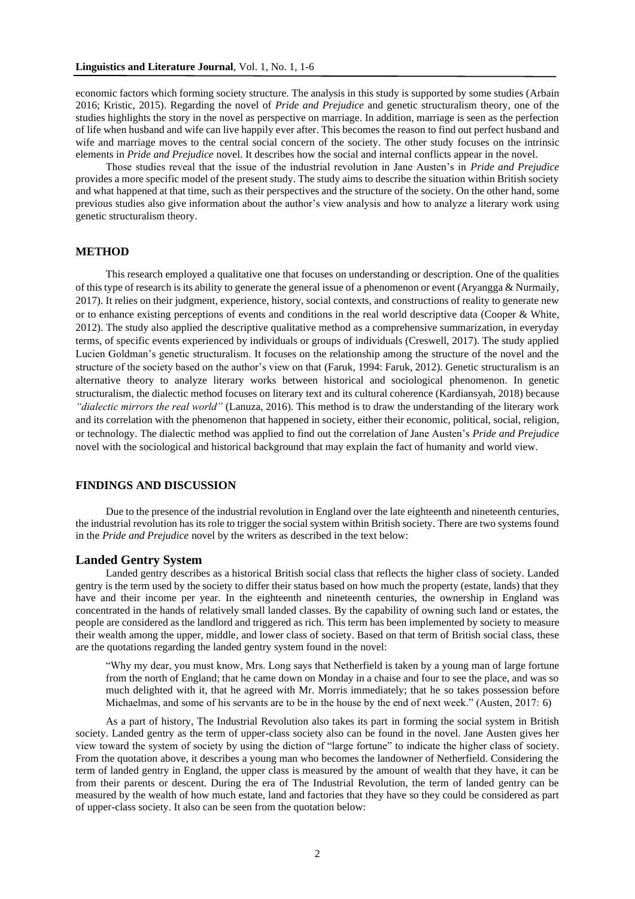economic factors which forming society structure. The analysis in this study is supported by some studies (Arbain 2016; Kristic, 2015). Regarding the novel of *Pride and Prejudice* and genetic structuralism theory, one of the studies highlights the story in the novel as perspective on marriage. In addition, marriage is seen as the perfection of life when husband and wife can live happily ever after. This becomes the reason to find out perfect husband and wife and marriage moves to the central social concern of the society. The other study focuses on the intrinsic elements in *Pride and Prejudice* novel. It describes how the social and internal conflicts appear in the novel.

Those studies reveal that the issue of the industrial revolution in Jane Austen's in *Pride and Prejudice* provides a more specific model of the present study. The study aims to describe the situation within British society and what happened at that time, such as their perspectives and the structure of the society. On the other hand, some previous studies also give information about the author's view analysis and how to analyze a literary work using genetic structuralism theory.

## METHOD

This research employed a qualitative one that focuses on understanding or description. One of the qualities of this type of research is its ability to generate the general issue of a phenomenon or event (Aryangga & Nurmaily, 2017). It relies on their judgment, experience, history, social contexts, and constructions of reality to generate new or to enhance existing perceptions of events and conditions in the real world descriptive data (Cooper & White, 2012). The study also applied the descriptive qualitative method as a comprehensive summarization, in everyday terms, of specific events experienced by individuals or groups of individuals (Creswell, 2017). The study applied Lucien Goldman's genetic structuralism. It focuses on the relationship among the structure of the novel and the structure of the society based on the author's view on that (Faruk, 1994: Faruk, 2012). Genetic structuralism is an alternative theory to analyze literary works between historical and sociological phenomenon. In genetic structuralism, the dialectic method focuses on literary text and its cultural coherence (Kardiansyah, 2018) because *"dialectic mirrors the real world"* (Lanuza, 2016). This method is to draw the understanding of the literary work and its correlation with the phenomenon that happened in society, either their economic, political, social, religion, or technology. The dialectic method was applied to find out the correlation of Jane Austen's *Pride and Prejudice* novel with the sociological and historical background that may explain the fact of humanity and world view.

## FINDINGS AND DISCUSSION

Due to the presence of the industrial revolution in England over the late eighteenth and nineteenth centuries, the industrial revolution has its role to trigger the social system within British society. There are two systems found in the *Pride and Prejudice* novel by the writers as described in the text below:

### Landed Gentry System

Landed gentry describes as a historical British social class that reflects the higher class of society. Landed gentry is the term used by the society to differ their status based on how much the property (estate, lands) that they have and their income per year. In the eighteenth and nineteenth centuries, the ownership in England was concentrated in the hands of relatively small landed classes. By the capability of owning such land or estates, the people are considered as the landlord and triggered as rich. This term has been implemented by society to measure their wealth among the upper, middle, and lower class of society. Based on that term of British social class, these are the quotations regarding the landed gentry system found in the novel:

> "Why my dear, you must know, Mrs. Long says that Netherfield is taken by a young man of large fortune from the north of England; that he came down on Monday in a chaise and four to see the place, and was so much delighted with it, that he agreed with Mr. Morris immediately; that he so takes possession before Michaelmas, and some of his servants are to be in the house by the end of next week." (Austen, 2017: 6)

As a part of history, The Industrial Revolution also takes its part in forming the social system in British society. Landed gentry as the term of upper-class society also can be found in the novel. Jane Austen gives her view toward the system of society by using the diction of "large fortune" to indicate the higher class of society. From the quotation above, it describes a young man who becomes the landowner of Netherfield. Considering the term of landed gentry in England, the upper class is measured by the amount of wealth that they have, it can be from their parents or descent. During the era of The Industrial Revolution, the term of landed gentry can be measured by the wealth of how much estate, land and factories that they have so they could be considered as part of upper-class society. It also can be seen from the quotation below: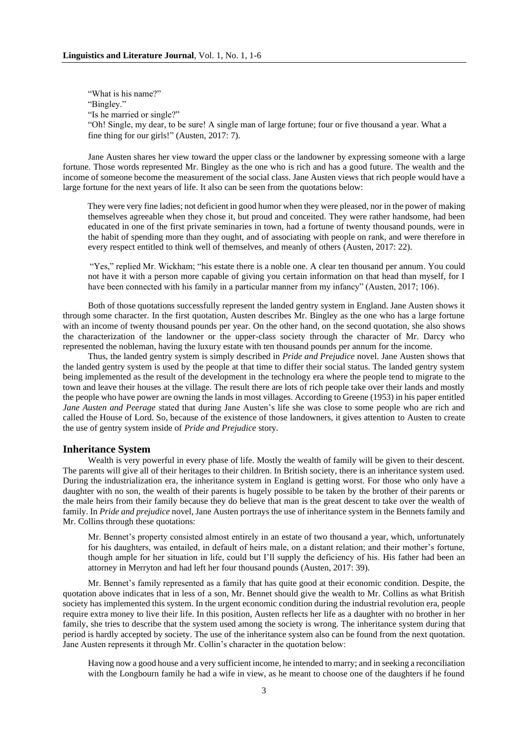"What is his name?"
"Bingley."
"Is he married or single?"
"Oh! Single, my dear, to be sure! A single man of large fortune; four or five thousand a year. What a fine thing for our girls!" (Austen, 2017: 7).

Jane Austen shares her view toward the upper class or the landowner by expressing someone with a large fortune. Those words represented Mr. Bingley as the one who is rich and has a good future. The wealth and the income of someone become the measurement of the social class. Jane Austen views that rich people would have a large fortune for the next years of life. It also can be seen from the quotations below:

> They were very fine ladies; not deficient in good humor when they were pleased, nor in the power of making themselves agreeable when they chose it, but proud and conceited. They were rather handsome, had been educated in one of the first private seminaries in town, had a fortune of twenty thousand pounds, were in the habit of spending more than they ought, and of associating with people on rank, and were therefore in every respect entitled to think well of themselves, and meanly of others (Austen, 2017: 22).

> "Yes," replied Mr. Wickham; "his estate there is a noble one. A clear ten thousand per annum. You could not have it with a person more capable of giving you certain information on that head than myself, for I have been connected with his family in a particular manner from my infancy" (Austen, 2017; 106).

Both of those quotations successfully represent the landed gentry system in England. Jane Austen shows it through some character. In the first quotation, Austen describes Mr. Bingley as the one who has a large fortune with an income of twenty thousand pounds per year. On the other hand, on the second quotation, she also shows the characterization of the landowner or the upper-class society through the character of Mr. Darcy who represented the nobleman, having the luxury estate with ten thousand pounds per annum for the income.

Thus, the landed gentry system is simply described in *Pride and Prejudice* novel. Jane Austen shows that the landed gentry system is used by the people at that time to differ their social status. The landed gentry system being implemented as the result of the development in the technology era where the people tend to migrate to the town and leave their houses at the village. The result there are lots of rich people take over their lands and mostly the people who have power are owning the lands in most villages. According to Greene (1953) in his paper entitled *Jane Austen and Peerage* stated that during Jane Austen's life she was close to some people who are rich and called the House of Lord. So, because of the existence of those landowners, it gives attention to Austen to create the use of gentry system inside of *Pride and Prejudice* story.

## Inheritance System

Wealth is very powerful in every phase of life. Mostly the wealth of family will be given to their descent. The parents will give all of their heritages to their children. In British society, there is an inheritance system used. During the industrialization era, the inheritance system in England is getting worst. For those who only have a daughter with no son, the wealth of their parents is hugely possible to be taken by the brother of their parents or the male heirs from their family because they do believe that man is the great descent to take over the wealth of family. In *Pride and prejudice* novel, Jane Austen portrays the use of inheritance system in the Bennets family and Mr. Collins through these quotations:

> Mr. Bennet's property consisted almost entirely in an estate of two thousand a year, which, unfortunately for his daughters, was entailed, in default of heirs male, on a distant relation; and their mother's fortune, though ample for her situation in life, could but I'll supply the deficiency of his. His father had been an attorney in Merryton and had left her four thousand pounds (Austen, 2017: 39).

Mr. Bennet's family represented as a family that has quite good at their economic condition. Despite, the quotation above indicates that in less of a son, Mr. Bennet should give the wealth to Mr. Collins as what British society has implemented this system. In the urgent economic condition during the industrial revolution era, people require extra money to live their life. In this position, Austen reflects her life as a daughter with no brother in her family, she tries to describe that the system used among the society is wrong. The inheritance system during that period is hardly accepted by society. The use of the inheritance system also can be found from the next quotation. Jane Austen represents it through Mr. Collin's character in the quotation below:

> Having now a good house and a very sufficient income, he intended to marry; and in seeking a reconciliation with the Longbourn family he had a wife in view, as he meant to choose one of the daughters if he found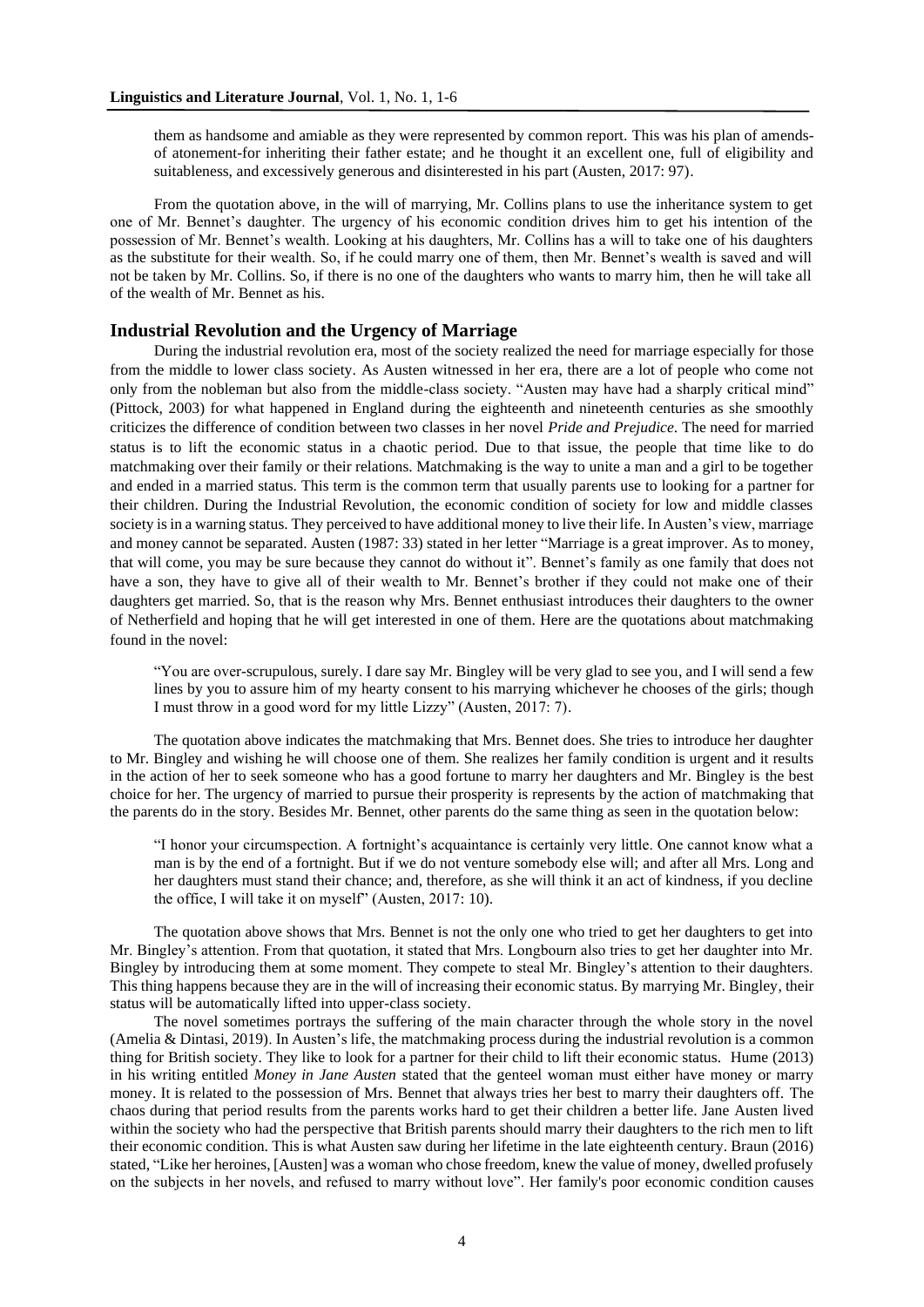them as handsome and amiable as they were represented by common report. This was his plan of amends-of atonement-for inheriting their father estate; and he thought it an excellent one, full of eligibility and suitableness, and excessively generous and disinterested in his part (Austen, 2017: 97).

From the quotation above, in the will of marrying, Mr. Collins plans to use the inheritance system to get one of Mr. Bennet's daughter. The urgency of his economic condition drives him to get his intention of the possession of Mr. Bennet's wealth. Looking at his daughters, Mr. Collins has a will to take one of his daughters as the substitute for their wealth. So, if he could marry one of them, then Mr. Bennet's wealth is saved and will not be taken by Mr. Collins. So, if there is no one of the daughters who wants to marry him, then he will take all of the wealth of Mr. Bennet as his.

## Industrial Revolution and the Urgency of Marriage

During the industrial revolution era, most of the society realized the need for marriage especially for those from the middle to lower class society. As Austen witnessed in her era, there are a lot of people who come not only from the nobleman but also from the middle-class society. "Austen may have had a sharply critical mind" (Pittock, 2003) for what happened in England during the eighteenth and nineteenth centuries as she smoothly criticizes the difference of condition between two classes in her novel *Pride and Prejudice*. The need for married status is to lift the economic status in a chaotic period. Due to that issue, the people that time like to do matchmaking over their family or their relations. Matchmaking is the way to unite a man and a girl to be together and ended in a married status. This term is the common term that usually parents use to looking for a partner for their children. During the Industrial Revolution, the economic condition of society for low and middle classes society is in a warning status. They perceived to have additional money to live their life. In Austen's view, marriage and money cannot be separated. Austen (1987: 33) stated in her letter "Marriage is a great improver. As to money, that will come, you may be sure because they cannot do without it". Bennet's family as one family that does not have a son, they have to give all of their wealth to Mr. Bennet's brother if they could not make one of their daughters get married. So, that is the reason why Mrs. Bennet enthusiast introduces their daughters to the owner of Netherfield and hoping that he will get interested in one of them. Here are the quotations about matchmaking found in the novel:

> "You are over-scrupulous, surely. I dare say Mr. Bingley will be very glad to see you, and I will send a few lines by you to assure him of my hearty consent to his marrying whichever he chooses of the girls; though I must throw in a good word for my little Lizzy" (Austen, 2017: 7).

The quotation above indicates the matchmaking that Mrs. Bennet does. She tries to introduce her daughter to Mr. Bingley and wishing he will choose one of them. She realizes her family condition is urgent and it results in the action of her to seek someone who has a good fortune to marry her daughters and Mr. Bingley is the best choice for her. The urgency of married to pursue their prosperity is represents by the action of matchmaking that the parents do in the story. Besides Mr. Bennet, other parents do the same thing as seen in the quotation below:

> "I honor your circumspection. A fortnight's acquaintance is certainly very little. One cannot know what a man is by the end of a fortnight. But if we do not venture somebody else will; and after all Mrs. Long and her daughters must stand their chance; and, therefore, as she will think it an act of kindness, if you decline the office, I will take it on myself" (Austen, 2017: 10).

The quotation above shows that Mrs. Bennet is not the only one who tried to get her daughters to get into Mr. Bingley's attention. From that quotation, it stated that Mrs. Longbourn also tries to get her daughter into Mr. Bingley by introducing them at some moment. They compete to steal Mr. Bingley's attention to their daughters. This thing happens because they are in the will of increasing their economic status. By marrying Mr. Bingley, their status will be automatically lifted into upper-class society.

The novel sometimes portrays the suffering of the main character through the whole story in the novel (Amelia & Dintasi, 2019). In Austen's life, the matchmaking process during the industrial revolution is a common thing for British society. They like to look for a partner for their child to lift their economic status. Hume (2013) in his writing entitled *Money in Jane Austen* stated that the genteel woman must either have money or marry money. It is related to the possession of Mrs. Bennet that always tries her best to marry their daughters off. The chaos during that period results from the parents works hard to get their children a better life. Jane Austen lived within the society who had the perspective that British parents should marry their daughters to the rich men to lift their economic condition. This is what Austen saw during her lifetime in the late eighteenth century. Braun (2016) stated, "Like her heroines, [Austen] was a woman who chose freedom, knew the value of money, dwelled profusely on the subjects in her novels, and refused to marry without love". Her family's poor economic condition causes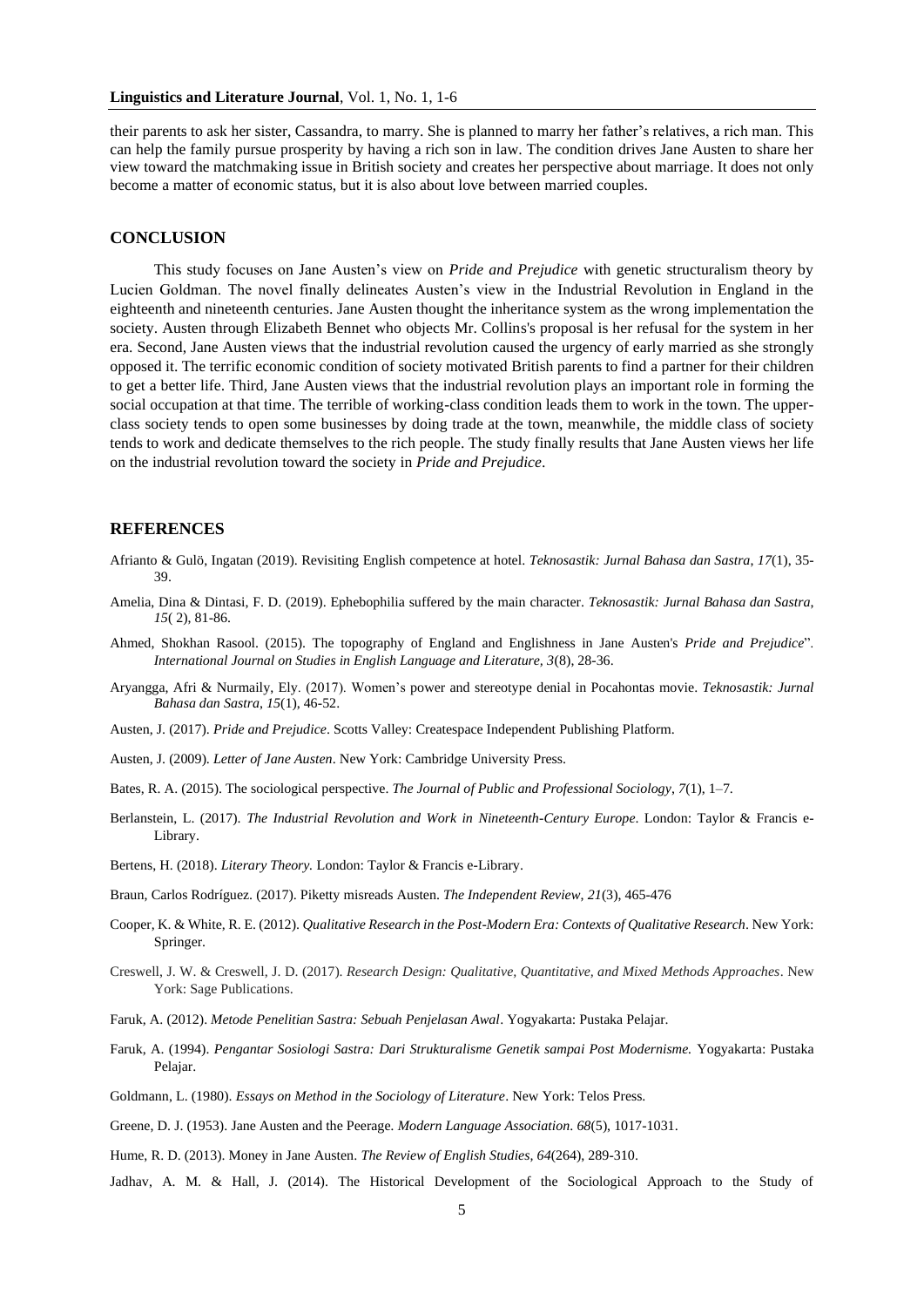their parents to ask her sister, Cassandra, to marry. She is planned to marry her father's relatives, a rich man. This can help the family pursue prosperity by having a rich son in law. The condition drives Jane Austen to share her view toward the matchmaking issue in British society and creates her perspective about marriage. It does not only become a matter of economic status, but it is also about love between married couples.

## CONCLUSION

This study focuses on Jane Austen's view on *Pride and Prejudice* with genetic structuralism theory by Lucien Goldman. The novel finally delineates Austen's view in the Industrial Revolution in England in the eighteenth and nineteenth centuries. Jane Austen thought the inheritance system as the wrong implementation the society. Austen through Elizabeth Bennet who objects Mr. Collins's proposal is her refusal for the system in her era. Second, Jane Austen views that the industrial revolution caused the urgency of early married as she strongly opposed it. The terrific economic condition of society motivated British parents to find a partner for their children to get a better life. Third, Jane Austen views that the industrial revolution plays an important role in forming the social occupation at that time. The terrible of working-class condition leads them to work in the town. The upper-class society tends to open some businesses by doing trade at the town, meanwhile, the middle class of society tends to work and dedicate themselves to the rich people. The study finally results that Jane Austen views her life on the industrial revolution toward the society in *Pride and Prejudice*.

## REFERENCES

Afrianto & Gulö, Ingatan (2019). Revisiting English competence at hotel. *Teknosastik: Jurnal Bahasa dan Sastra*, *17*(1), 35-39.

Amelia, Dina & Dintasi, F. D. (2019). Ephebophilia suffered by the main character. *Teknosastik: Jurnal Bahasa dan Sastra*, *15*( 2), 81-86.

Ahmed, Shokhan Rasool. (2015). The topography of England and Englishness in Jane Austen's *Pride and Prejudice*". *International Journal on Studies in English Language and Literature, 3*(8), 28-36.

Aryangga, Afri & Nurmaily, Ely. (2017). Women's power and stereotype denial in Pocahontas movie. *Teknosastik: Jurnal Bahasa dan Sastra*, *15*(1), 46-52.

Austen, J. (2017). *Pride and Prejudice*. Scotts Valley: Createspace Independent Publishing Platform.

Austen, J. (2009). *Letter of Jane Austen*. New York: Cambridge University Press.

Bates, R. A. (2015). The sociological perspective. *The Journal of Public and Professional Sociology*, *7*(1), 1–7.

Berlanstein, L. (2017). *The Industrial Revolution and Work in Nineteenth-Century Europe*. London: Taylor & Francis e-Library.

Bertens, H. (2018). *Literary Theory.* London: Taylor & Francis e-Library.

Braun, Carlos Rodríguez. (2017). Piketty misreads Austen. *The Independent Review*, *21*(3), 465-476

Cooper, K. & White, R. E. (2012). *Qualitative Research in the Post-Modern Era: Contexts of Qualitative Research*. New York: Springer.

Creswell, J. W. & Creswell, J. D. (2017). *Research Design: Qualitative, Quantitative, and Mixed Methods Approaches*. New York: Sage Publications.

Faruk, A. (2012). *Metode Penelitian Sastra: Sebuah Penjelasan Awal*. Yogyakarta: Pustaka Pelajar.

Faruk, A. (1994). *Pengantar Sosiologi Sastra: Dari Strukturalisme Genetik sampai Post Modernisme.* Yogyakarta: Pustaka Pelajar.

Goldmann, L. (1980). *Essays on Method in the Sociology of Literature*. New York: Telos Press.

Greene, D. J. (1953). Jane Austen and the Peerage. *Modern Language Association*. *68*(5), 1017-1031.

Hume, R. D. (2013). Money in Jane Austen. *The Review of English Studies, 64*(264), 289-310.

Jadhav, A. M. & Hall, J. (2014). The Historical Development of the Sociological Approach to the Study of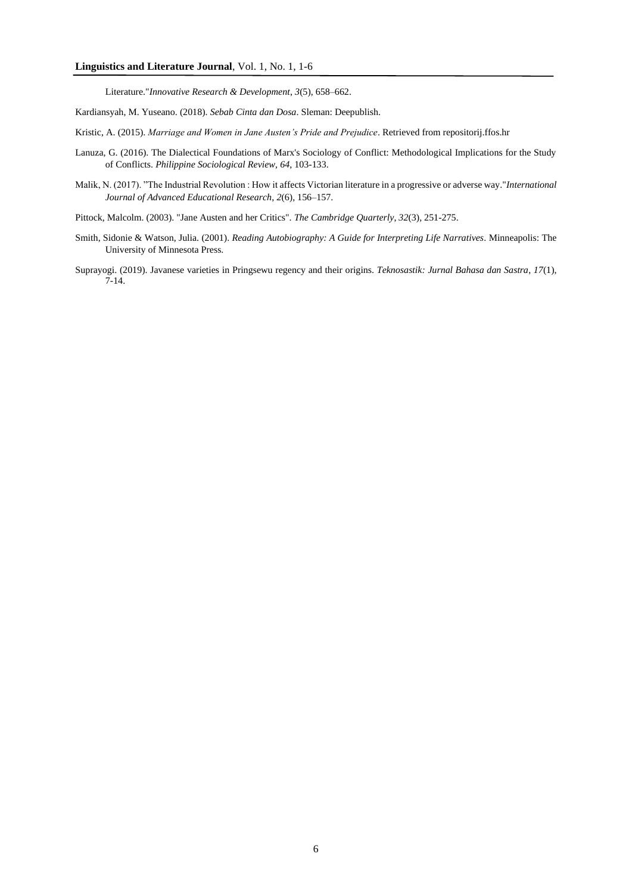Literature."*Innovative Research & Development*, *3*(5), 658–662.

Kardiansyah, M. Yuseano. (2018). *Sebab Cinta dan Dosa*. Sleman: Deepublish.

Kristic, A. (2015). *Marriage and Women in Jane Austen's Pride and Prejudice*. Retrieved from repositorij.ffos.hr

Lanuza, G. (2016). The Dialectical Foundations of Marx's Sociology of Conflict: Methodological Implications for the Study of Conflicts. *Philippine Sociological Review*, *64*, 103-133.

Malik, N. (2017). "The Industrial Revolution : How it affects Victorian literature in a progressive or adverse way."*International Journal of Advanced Educational Research*, *2*(6), 156–157.

Pittock, Malcolm. (2003). "Jane Austen and her Critics". *The Cambridge Quarterly*, *32*(3), 251-275.

Smith, Sidonie & Watson, Julia. (2001). *Reading Autobiography: A Guide for Interpreting Life Narratives*. Minneapolis: The University of Minnesota Press.

Suprayogi. (2019). Javanese varieties in Pringsewu regency and their origins. *Teknosastik: Jurnal Bahasa dan Sastra*, *17*(1), 7-14.